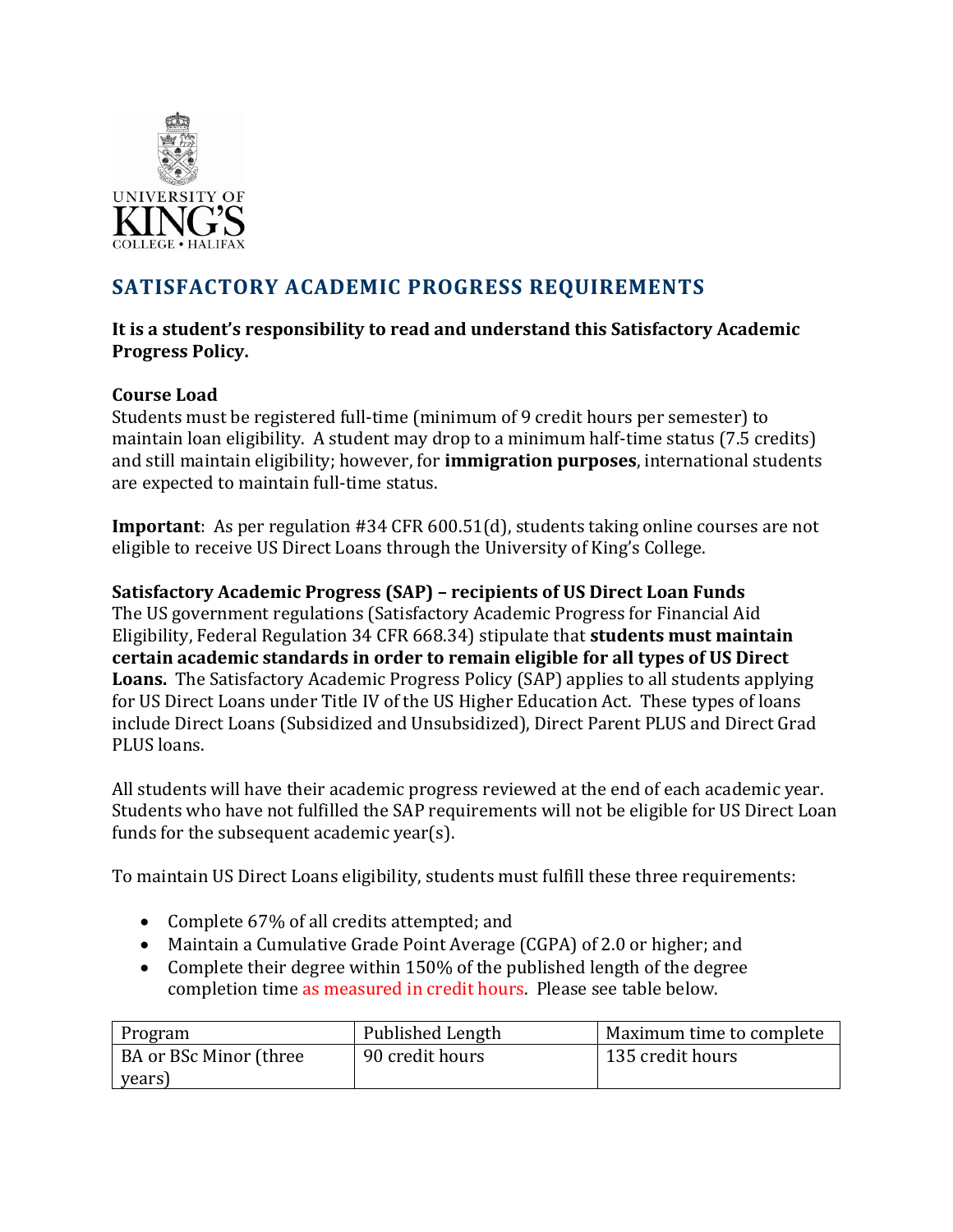# SATISFACTORY ACADEMIC PROGRESS REQUIREMENTS

**It is a student's responsibility to read and understand this Satisfactory Academic Progress Policy.**

**Course Load**
Students must be registered full-time (minimum of 9 credit hours per semester) to maintain loan eligibility. A student may drop to a minimum half-time status (7.5 credits) and still maintain eligibility; however, for **immigration purposes**, international students are expected to maintain full-time status.

**Important**: As per regulation #34 CFR 600.51(d), students taking online courses are not eligible to receive US Direct Loans through the University of King's College.

**Satisfactory Academic Progress (SAP) – recipients of US Direct Loan Funds**
The US government regulations (Satisfactory Academic Progress for Financial Aid Eligibility, Federal Regulation 34 CFR 668.34) stipulate that **students must maintain certain academic standards in order to remain eligible for all types of US Direct Loans.** The Satisfactory Academic Progress Policy (SAP) applies to all students applying for US Direct Loans under Title IV of the US Higher Education Act. These types of loans include Direct Loans (Subsidized and Unsubsidized), Direct Parent PLUS and Direct Grad PLUS loans.

All students will have their academic progress reviewed at the end of each academic year. Students who have not fulfilled the SAP requirements will not be eligible for US Direct Loan funds for the subsequent academic year(s).

To maintain US Direct Loans eligibility, students must fulfill these three requirements:

- Complete 67% of all credits attempted; and
- Maintain a Cumulative Grade Point Average (CGPA) of 2.0 or higher; and
- Complete their degree within 150% of the published length of the degree completion time as measured in credit hours. Please see table below.

| Program | Published Length | Maximum time to complete |
|---|---|---|
| BA or BSc Minor (three years) | 90 credit hours | 135 credit hours |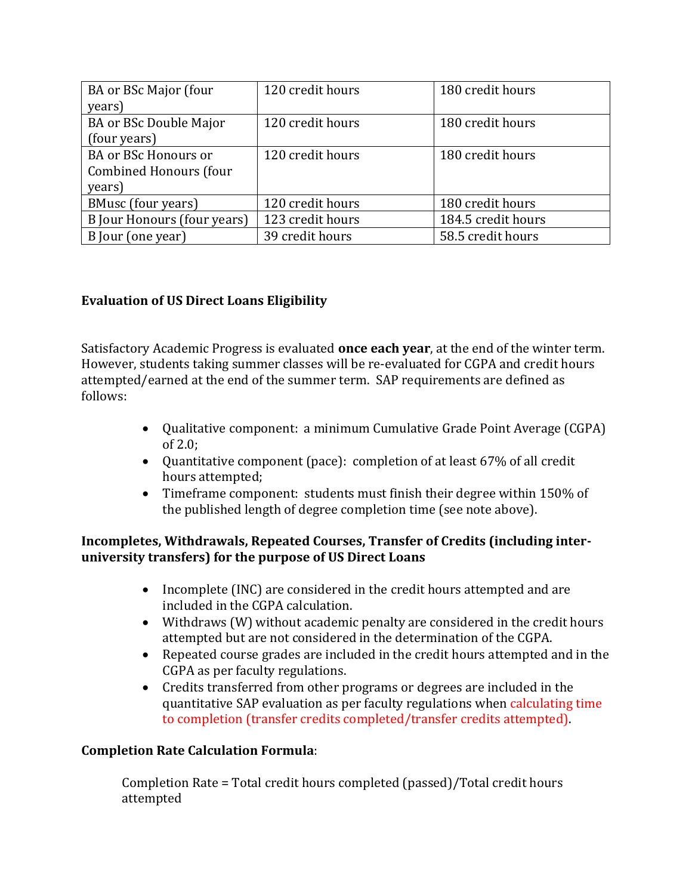| BA or BSc Major (four years) | 120 credit hours | 180 credit hours |
|---|---|---|
| BA or BSc Double Major (four years) | 120 credit hours | 180 credit hours |
| BA or BSc Honours or Combined Honours (four years) | 120 credit hours | 180 credit hours |
| BMusc (four years) | 120 credit hours | 180 credit hours |
| B Jour Honours (four years) | 123 credit hours | 184.5 credit hours |
| B Jour (one year) | 39 credit hours | 58.5 credit hours |

**Evaluation of US Direct Loans Eligibility**

Satisfactory Academic Progress is evaluated **once each year**, at the end of the winter term. However, students taking summer classes will be re-evaluated for CGPA and credit hours attempted/earned at the end of the summer term. SAP requirements are defined as follows:

- Qualitative component: a minimum Cumulative Grade Point Average (CGPA) of 2.0;
- Quantitative component (pace): completion of at least 67% of all credit hours attempted;
- Timeframe component: students must finish their degree within 150% of the published length of degree completion time (see note above).

**Incompletes, Withdrawals, Repeated Courses, Transfer of Credits (including inter-university transfers) for the purpose of US Direct Loans**

- Incomplete (INC) are considered in the credit hours attempted and are included in the CGPA calculation.
- Withdraws (W) without academic penalty are considered in the credit hours attempted but are not considered in the determination of the CGPA.
- Repeated course grades are included in the credit hours attempted and in the CGPA as per faculty regulations.
- Credits transferred from other programs or degrees are included in the quantitative SAP evaluation as per faculty regulations when calculating time to completion (transfer credits completed/transfer credits attempted).

**Completion Rate Calculation Formula**:

Completion Rate = Total credit hours completed (passed)/Total credit hours attempted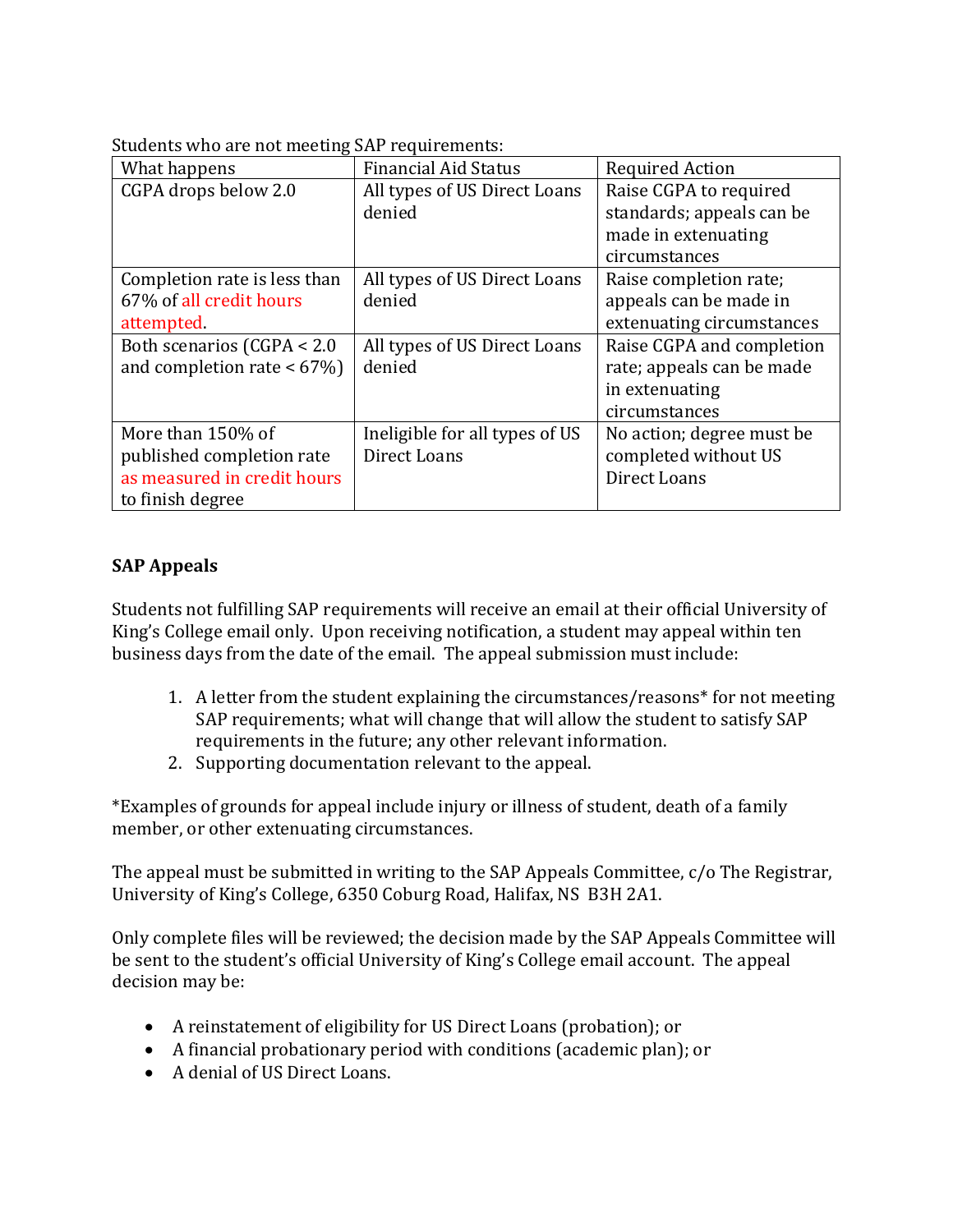Students who are not meeting SAP requirements:

| What happens | Financial Aid Status | Required Action |
|---|---|---|
| CGPA drops below 2.0 | All types of US Direct Loans denied | Raise CGPA to required standards; appeals can be made in extenuating circumstances |
| Completion rate is less than 67% of all credit hours attempted. | All types of US Direct Loans denied | Raise completion rate; appeals can be made in extenuating circumstances |
| Both scenarios (CGPA < 2.0 and completion rate < 67%) | All types of US Direct Loans denied | Raise CGPA and completion rate; appeals can be made in extenuating circumstances |
| More than 150% of published completion rate as measured in credit hours to finish degree | Ineligible for all types of US Direct Loans | No action; degree must be completed without US Direct Loans |

**SAP Appeals**

Students not fulfilling SAP requirements will receive an email at their official University of King's College email only. Upon receiving notification, a student may appeal within ten business days from the date of the email. The appeal submission must include:

1. A letter from the student explaining the circumstances/reasons* for not meeting SAP requirements; what will change that will allow the student to satisfy SAP requirements in the future; any other relevant information.
2. Supporting documentation relevant to the appeal.

*Examples of grounds for appeal include injury or illness of student, death of a family member, or other extenuating circumstances.

The appeal must be submitted in writing to the SAP Appeals Committee, c/o The Registrar, University of King's College, 6350 Coburg Road, Halifax, NS B3H 2A1.

Only complete files will be reviewed; the decision made by the SAP Appeals Committee will be sent to the student's official University of King's College email account. The appeal decision may be:

- A reinstatement of eligibility for US Direct Loans (probation); or
- A financial probationary period with conditions (academic plan); or
- A denial of US Direct Loans.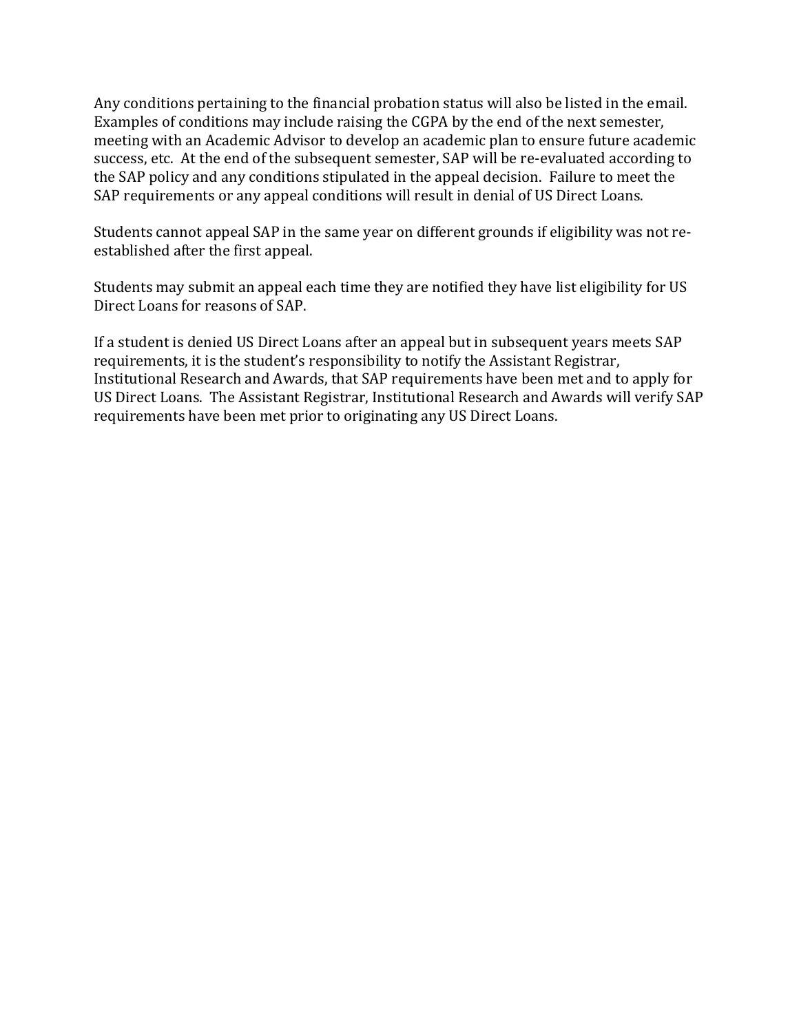Any conditions pertaining to the financial probation status will also be listed in the email. Examples of conditions may include raising the CGPA by the end of the next semester, meeting with an Academic Advisor to develop an academic plan to ensure future academic success, etc. At the end of the subsequent semester, SAP will be re-evaluated according to the SAP policy and any conditions stipulated in the appeal decision. Failure to meet the SAP requirements or any appeal conditions will result in denial of US Direct Loans.

Students cannot appeal SAP in the same year on different grounds if eligibility was not re-established after the first appeal.

Students may submit an appeal each time they are notified they have list eligibility for US Direct Loans for reasons of SAP.

If a student is denied US Direct Loans after an appeal but in subsequent years meets SAP requirements, it is the student's responsibility to notify the Assistant Registrar, Institutional Research and Awards, that SAP requirements have been met and to apply for US Direct Loans. The Assistant Registrar, Institutional Research and Awards will verify SAP requirements have been met prior to originating any US Direct Loans.